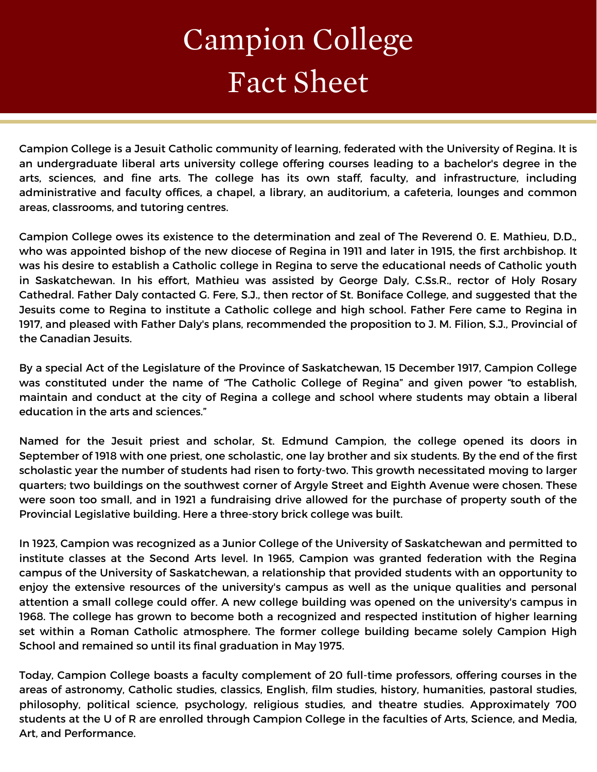# Campion College Fact Sheet

Campion College is a Jesuit Catholic community of learning, federated with the University of Regina. It is an undergraduate liberal arts university college offering courses leading to a bachelor's degree in the arts, sciences, and fine arts. The college has its own staff, faculty, and infrastructure, including administrative and faculty offices, a chapel, a library, an auditorium, a cafeteria, lounges and common areas, classrooms, and tutoring centres.

Campion College owes its existence to the determination and zeal of The Reverend O. E. Mathieu, D.D., who was appointed bishop of the new diocese of Regina in 1911 and later in 1915, the first archbishop. It was his desire to establish a Catholic college in Regina to serve the educational needs of Catholic youth in Saskatchewan. In his effort, Mathieu was assisted by George Daly, C.Ss.R., rector of Holy Rosary Cathedral. Father Daly contacted G. Fere, S.J., then rector of St. Boniface College, and suggested that the Jesuits come to Regina to institute a Catholic college and high school. Father Fere came to Regina in 1917, and pleased with Father Daly's plans, recommended the proposition to J. M. Filion, S.J., Provincial of the Canadian Jesuits.

By a special Act of the Legislature of the Province of Saskatchewan, 15 December 1917, Campion College was constituted under the name of "The Catholic College of Regina" and given power "to establish, maintain and conduct at the city of Regina a college and school where students may obtain a liberal education in the arts and sciences."

Named for the Jesuit priest and scholar, St. Edmund Campion, the college opened its doors in September of 1918 with one priest, one scholastic, one lay brother and six students. By the end of the first scholastic year the number of students had risen to forty-two. This growth necessitated moving to larger quarters; two buildings on the southwest corner of Argyle Street and Eighth Avenue were chosen. These were soon too small, and in 1921 a fundraising drive allowed for the purchase of property south of the Provincial Legislative building. Here a three-story brick college was built.

In 1923, Campion was recognized as a Junior College of the University of Saskatchewan and permitted to institute classes at the Second Arts level. In 1965, Campion was granted federation with the Regina campus of the University of Saskatchewan, a relationship that provided students with an opportunity to enjoy the extensive resources of the university's campus as well as the unique qualities and personal attention a small college could offer. A new college building was opened on the university's campus in 1968. The college has grown to become both a recognized and respected institution of higher learning set within a Roman Catholic atmosphere. The former college building became solely Campion High School and remained so until its final graduation in May 1975.

Today, Campion College boasts a faculty complement of 20 full-time professors, offering courses in the areas of astronomy, Catholic studies, classics, English, film studies, history, humanities, pastoral studies, philosophy, political science, psychology, religious studies, and theatre studies. Approximately 700 students at the U of R are enrolled through Campion College in the faculties of Arts, Science, and Media, Art, and Performance.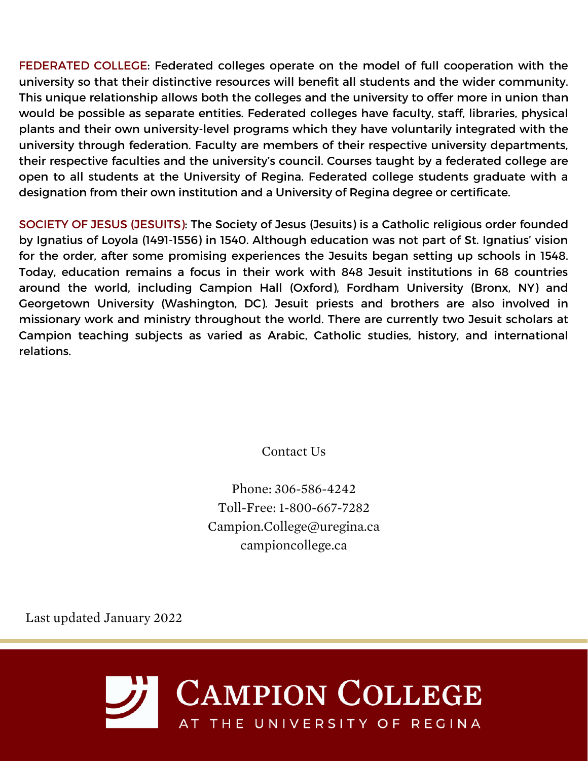**FEDERATED COLLEGE**: Federated colleges operate on the model of full cooperation with the university so that their distinctive resources will benefit all students and the wider community. This unique relationship allows both the colleges and the university to offer more in union than would be possible as separate entities. Federated colleges have faculty, staff, libraries, physical plants and their own university-level programs which they have voluntarily integrated with the university through federation. Faculty are members of their respective university departments, their respective faculties and the university's council. Courses taught by a federated college are open to all students at the University of Regina. Federated college students graduate with a designation from their own institution and a University of Regina degree or certificate.

**SOCIETY OF JESUS (JESUITS)**: The Society of Jesus (Jesuits) is a Catholic religious order founded by Ignatius of Loyola (1491-1556) in 1540. Although education was not part of St. Ignatius' vision for the order, after some promising experiences the Jesuits began setting up schools in 1548. Today, education remains a focus in their work with 848 Jesuit institutions in 68 countries around the world, including Campion Hall (Oxford), Fordham University (Bronx, NY) and Georgetown University (Washington, DC). Jesuit priests and brothers are also involved in missionary work and ministry throughout the world. There are currently two Jesuit scholars at Campion teaching subjects as varied as Arabic, Catholic studies, history, and international relations.

Contact Us

Phone: 306-586-4242
Toll-Free: 1-800-667-7282
Campion.College@uregina.ca
campioncollege.ca

Last updated January 2022

CAMPION COLLEGE
AT THE UNIVERSITY OF REGINA